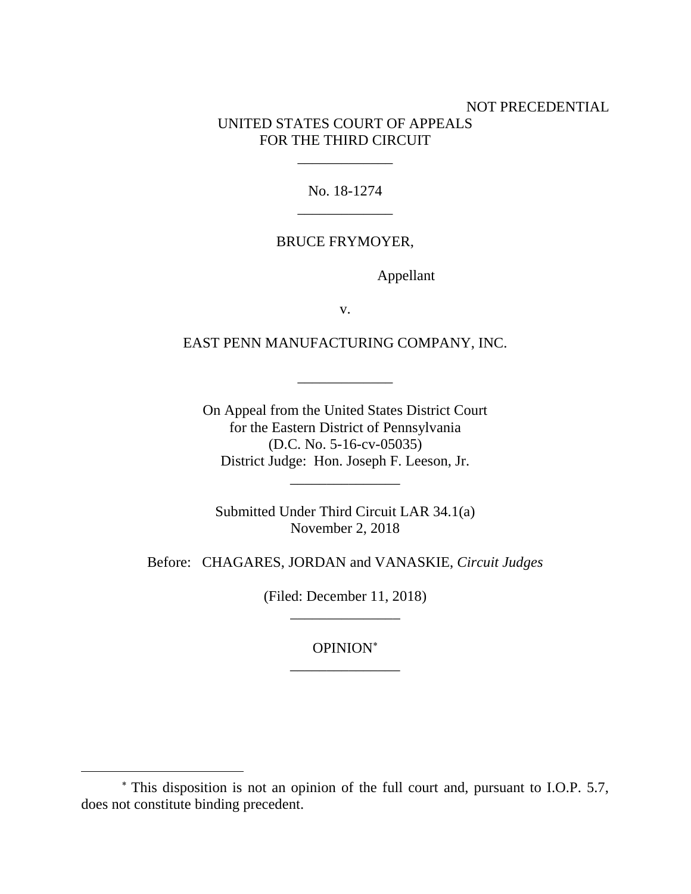NOT PRECEDENTIAL

UNITED STATES COURT OF APPEALS
FOR THE THIRD CIRCUIT

\_\_\_\_\_\_\_\_\_\_\_\_\_

No. 18-1274

\_\_\_\_\_\_\_\_\_\_\_\_\_

BRUCE FRYMOYER,

Appellant

v.

EAST PENN MANUFACTURING COMPANY, INC.

\_\_\_\_\_\_\_\_\_\_\_\_\_

On Appeal from the United States District Court
for the Eastern District of Pennsylvania
(D.C. No. 5-16-cv-05035)
District Judge: Hon. Joseph F. Leeson, Jr.

\_\_\_\_\_\_\_\_\_\_\_\_\_\_\_

Submitted Under Third Circuit LAR 34.1(a)
November 2, 2018

Before: CHAGARES, JORDAN and VANASKIE, *Circuit Judges*

(Filed: December 11, 2018)

\_\_\_\_\_\_\_\_\_\_\_\_\_\_\_

OPINION[*]

\_\_\_\_\_\_\_\_\_\_\_\_\_\_\_

[*] This disposition is not an opinion of the full court and, pursuant to I.O.P. 5.7, does not constitute binding precedent.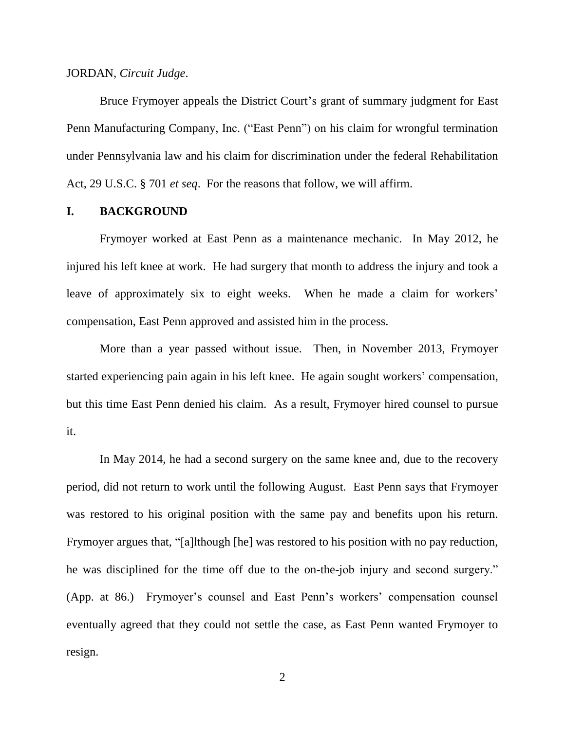JORDAN, *Circuit Judge*.

Bruce Frymoyer appeals the District Court's grant of summary judgment for East Penn Manufacturing Company, Inc. ("East Penn") on his claim for wrongful termination under Pennsylvania law and his claim for discrimination under the federal Rehabilitation Act, 29 U.S.C. § 701 *et seq*. For the reasons that follow, we will affirm.

## I. BACKGROUND

Frymoyer worked at East Penn as a maintenance mechanic. In May 2012, he injured his left knee at work. He had surgery that month to address the injury and took a leave of approximately six to eight weeks. When he made a claim for workers' compensation, East Penn approved and assisted him in the process.

More than a year passed without issue. Then, in November 2013, Frymoyer started experiencing pain again in his left knee. He again sought workers' compensation, but this time East Penn denied his claim. As a result, Frymoyer hired counsel to pursue it.

In May 2014, he had a second surgery on the same knee and, due to the recovery period, did not return to work until the following August. East Penn says that Frymoyer was restored to his original position with the same pay and benefits upon his return. Frymoyer argues that, "[a]lthough [he] was restored to his position with no pay reduction, he was disciplined for the time off due to the on-the-job injury and second surgery." (App. at 86.) Frymoyer's counsel and East Penn's workers' compensation counsel eventually agreed that they could not settle the case, as East Penn wanted Frymoyer to resign.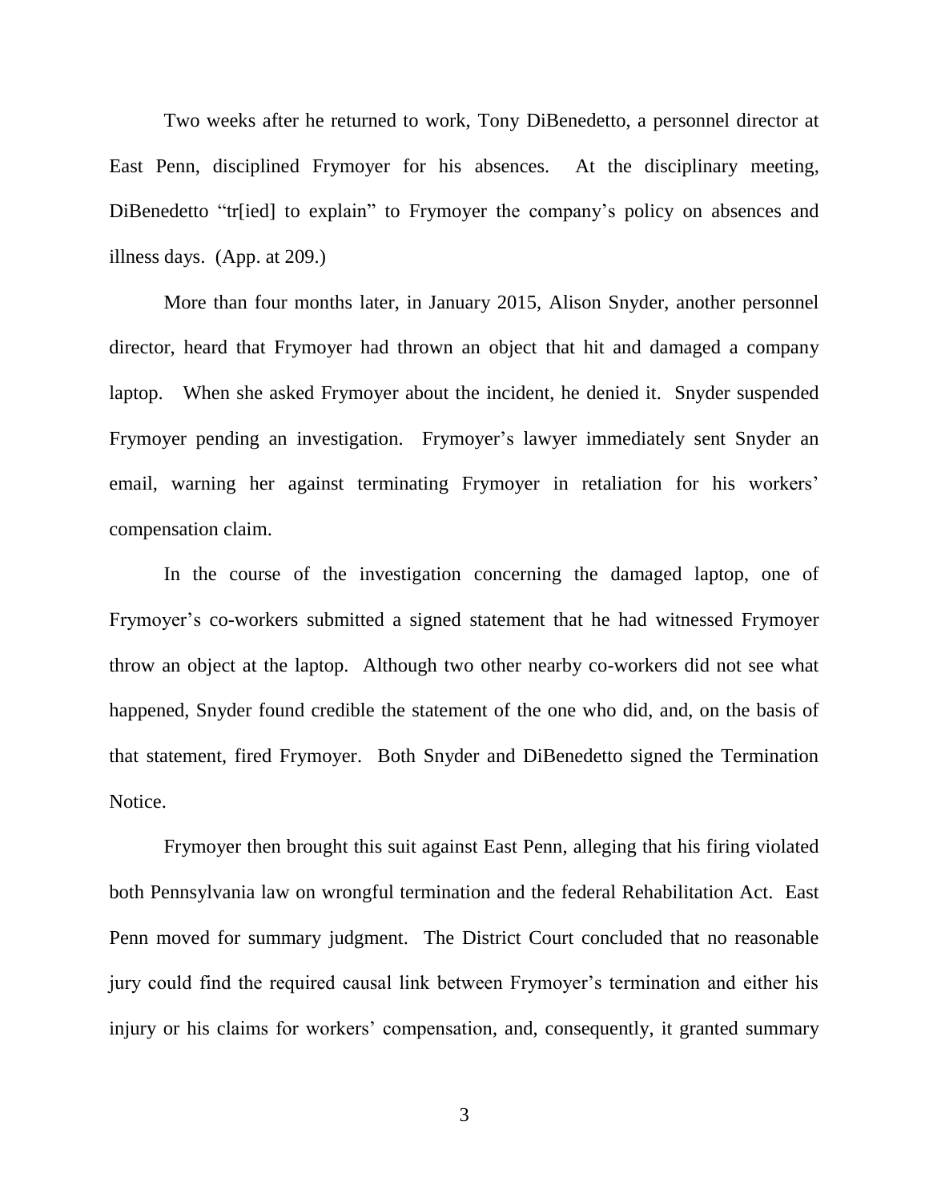Two weeks after he returned to work, Tony DiBenedetto, a personnel director at East Penn, disciplined Frymoyer for his absences. At the disciplinary meeting, DiBenedetto "tr[ied] to explain" to Frymoyer the company's policy on absences and illness days. (App. at 209.)

More than four months later, in January 2015, Alison Snyder, another personnel director, heard that Frymoyer had thrown an object that hit and damaged a company laptop. When she asked Frymoyer about the incident, he denied it. Snyder suspended Frymoyer pending an investigation. Frymoyer's lawyer immediately sent Snyder an email, warning her against terminating Frymoyer in retaliation for his workers' compensation claim.

In the course of the investigation concerning the damaged laptop, one of Frymoyer's co-workers submitted a signed statement that he had witnessed Frymoyer throw an object at the laptop. Although two other nearby co-workers did not see what happened, Snyder found credible the statement of the one who did, and, on the basis of that statement, fired Frymoyer. Both Snyder and DiBenedetto signed the Termination Notice.

Frymoyer then brought this suit against East Penn, alleging that his firing violated both Pennsylvania law on wrongful termination and the federal Rehabilitation Act. East Penn moved for summary judgment. The District Court concluded that no reasonable jury could find the required causal link between Frymoyer's termination and either his injury or his claims for workers' compensation, and, consequently, it granted summary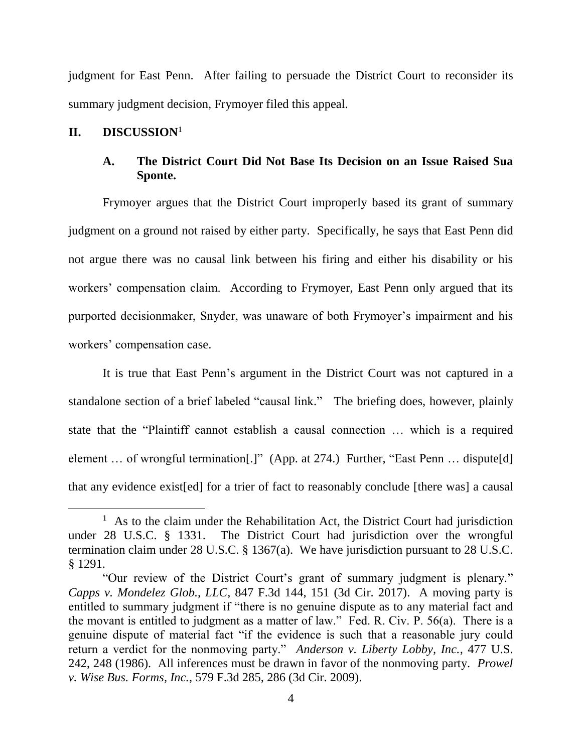judgment for East Penn. After failing to persuade the District Court to reconsider its summary judgment decision, Frymoyer filed this appeal.

## II. DISCUSSION[1]

### A. The District Court Did Not Base Its Decision on an Issue Raised Sua Sponte.

Frymoyer argues that the District Court improperly based its grant of summary judgment on a ground not raised by either party. Specifically, he says that East Penn did not argue there was no causal link between his firing and either his disability or his workers' compensation claim. According to Frymoyer, East Penn only argued that its purported decisionmaker, Snyder, was unaware of both Frymoyer's impairment and his workers' compensation case.

It is true that East Penn's argument in the District Court was not captured in a standalone section of a brief labeled "causal link." The briefing does, however, plainly state that the "Plaintiff cannot establish a causal connection … which is a required element … of wrongful termination[.]" (App. at 274.) Further, "East Penn … dispute[d] that any evidence exist[ed] for a trier of fact to reasonably conclude [there was] a causal

---

[1] As to the claim under the Rehabilitation Act, the District Court had jurisdiction under 28 U.S.C. § 1331. The District Court had jurisdiction over the wrongful termination claim under 28 U.S.C. § 1367(a). We have jurisdiction pursuant to 28 U.S.C. § 1291.

"Our review of the District Court's grant of summary judgment is plenary." *Capps v. Mondelez Glob., LLC*, 847 F.3d 144, 151 (3d Cir. 2017). A moving party is entitled to summary judgment if "there is no genuine dispute as to any material fact and the movant is entitled to judgment as a matter of law." Fed. R. Civ. P. 56(a). There is a genuine dispute of material fact "if the evidence is such that a reasonable jury could return a verdict for the nonmoving party." *Anderson v. Liberty Lobby, Inc.*, 477 U.S. 242, 248 (1986). All inferences must be drawn in favor of the nonmoving party. *Prowel v. Wise Bus. Forms, Inc.*, 579 F.3d 285, 286 (3d Cir. 2009).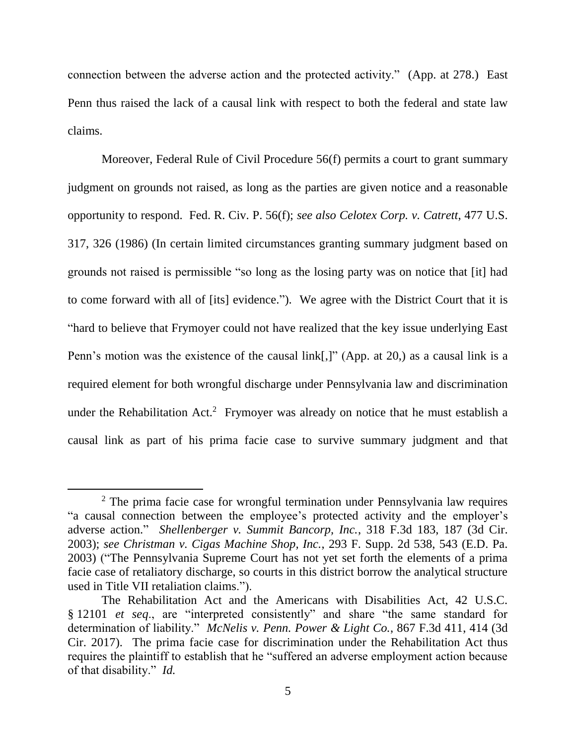connection between the adverse action and the protected activity." (App. at 278.) East Penn thus raised the lack of a causal link with respect to both the federal and state law claims.

Moreover, Federal Rule of Civil Procedure 56(f) permits a court to grant summary judgment on grounds not raised, as long as the parties are given notice and a reasonable opportunity to respond. Fed. R. Civ. P. 56(f); *see also Celotex Corp. v. Catrett*, 477 U.S. 317, 326 (1986) (In certain limited circumstances granting summary judgment based on grounds not raised is permissible "so long as the losing party was on notice that [it] had to come forward with all of [its] evidence."). We agree with the District Court that it is "hard to believe that Frymoyer could not have realized that the key issue underlying East Penn's motion was the existence of the causal link[,]" (App. at 20,) as a causal link is a required element for both wrongful discharge under Pennsylvania law and discrimination under the Rehabilitation Act.[2] Frymoyer was already on notice that he must establish a causal link as part of his prima facie case to survive summary judgment and that

---

[2] The prima facie case for wrongful termination under Pennsylvania law requires "a causal connection between the employee's protected activity and the employer's adverse action." *Shellenberger v. Summit Bancorp, Inc.*, 318 F.3d 183, 187 (3d Cir. 2003); *see Christman v. Cigas Machine Shop, Inc.*, 293 F. Supp. 2d 538, 543 (E.D. Pa. 2003) ("The Pennsylvania Supreme Court has not yet set forth the elements of a prima facie case of retaliatory discharge, so courts in this district borrow the analytical structure used in Title VII retaliation claims.").

The Rehabilitation Act and the Americans with Disabilities Act, 42 U.S.C. § 12101 *et seq*., are "interpreted consistently" and share "the same standard for determination of liability." *McNelis v. Penn. Power & Light Co.*, 867 F.3d 411, 414 (3d Cir. 2017). The prima facie case for discrimination under the Rehabilitation Act thus requires the plaintiff to establish that he "suffered an adverse employment action because of that disability." *Id.*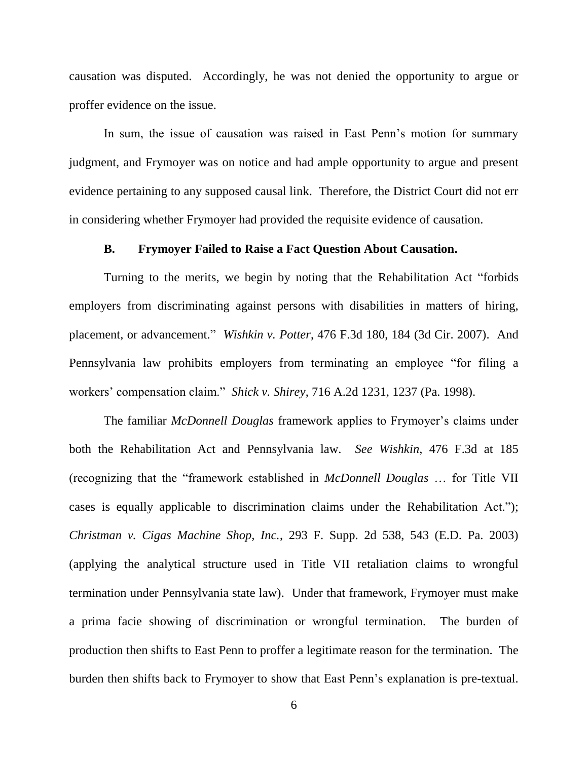causation was disputed. Accordingly, he was not denied the opportunity to argue or proffer evidence on the issue.

In sum, the issue of causation was raised in East Penn's motion for summary judgment, and Frymoyer was on notice and had ample opportunity to argue and present evidence pertaining to any supposed causal link. Therefore, the District Court did not err in considering whether Frymoyer had provided the requisite evidence of causation.

### B. Frymoyer Failed to Raise a Fact Question About Causation.

Turning to the merits, we begin by noting that the Rehabilitation Act "forbids employers from discriminating against persons with disabilities in matters of hiring, placement, or advancement." *Wishkin v. Potter*, 476 F.3d 180, 184 (3d Cir. 2007). And Pennsylvania law prohibits employers from terminating an employee "for filing a workers' compensation claim." *Shick v. Shirey*, 716 A.2d 1231, 1237 (Pa. 1998).

The familiar *McDonnell Douglas* framework applies to Frymoyer's claims under both the Rehabilitation Act and Pennsylvania law. *See Wishkin*, 476 F.3d at 185 (recognizing that the "framework established in *McDonnell Douglas* … for Title VII cases is equally applicable to discrimination claims under the Rehabilitation Act."); *Christman v. Cigas Machine Shop, Inc.*, 293 F. Supp. 2d 538, 543 (E.D. Pa. 2003) (applying the analytical structure used in Title VII retaliation claims to wrongful termination under Pennsylvania state law). Under that framework, Frymoyer must make a prima facie showing of discrimination or wrongful termination. The burden of production then shifts to East Penn to proffer a legitimate reason for the termination. The burden then shifts back to Frymoyer to show that East Penn's explanation is pre-textual.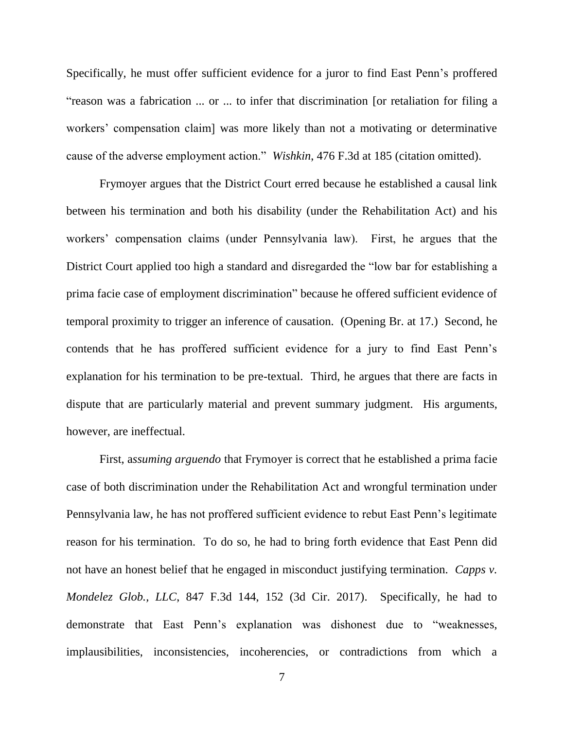Specifically, he must offer sufficient evidence for a juror to find East Penn's proffered "reason was a fabrication ... or ... to infer that discrimination [or retaliation for filing a workers' compensation claim] was more likely than not a motivating or determinative cause of the adverse employment action." *Wishkin*, 476 F.3d at 185 (citation omitted).

Frymoyer argues that the District Court erred because he established a causal link between his termination and both his disability (under the Rehabilitation Act) and his workers' compensation claims (under Pennsylvania law). First, he argues that the District Court applied too high a standard and disregarded the "low bar for establishing a prima facie case of employment discrimination" because he offered sufficient evidence of temporal proximity to trigger an inference of causation. (Opening Br. at 17.) Second, he contends that he has proffered sufficient evidence for a jury to find East Penn's explanation for his termination to be pre-textual. Third, he argues that there are facts in dispute that are particularly material and prevent summary judgment. His arguments, however, are ineffectual.

First, a*ssuming arguendo* that Frymoyer is correct that he established a prima facie case of both discrimination under the Rehabilitation Act and wrongful termination under Pennsylvania law, he has not proffered sufficient evidence to rebut East Penn's legitimate reason for his termination. To do so, he had to bring forth evidence that East Penn did not have an honest belief that he engaged in misconduct justifying termination. *Capps v. Mondelez Glob., LLC*, 847 F.3d 144, 152 (3d Cir. 2017). Specifically, he had to demonstrate that East Penn's explanation was dishonest due to "weaknesses, implausibilities, inconsistencies, incoherencies, or contradictions from which a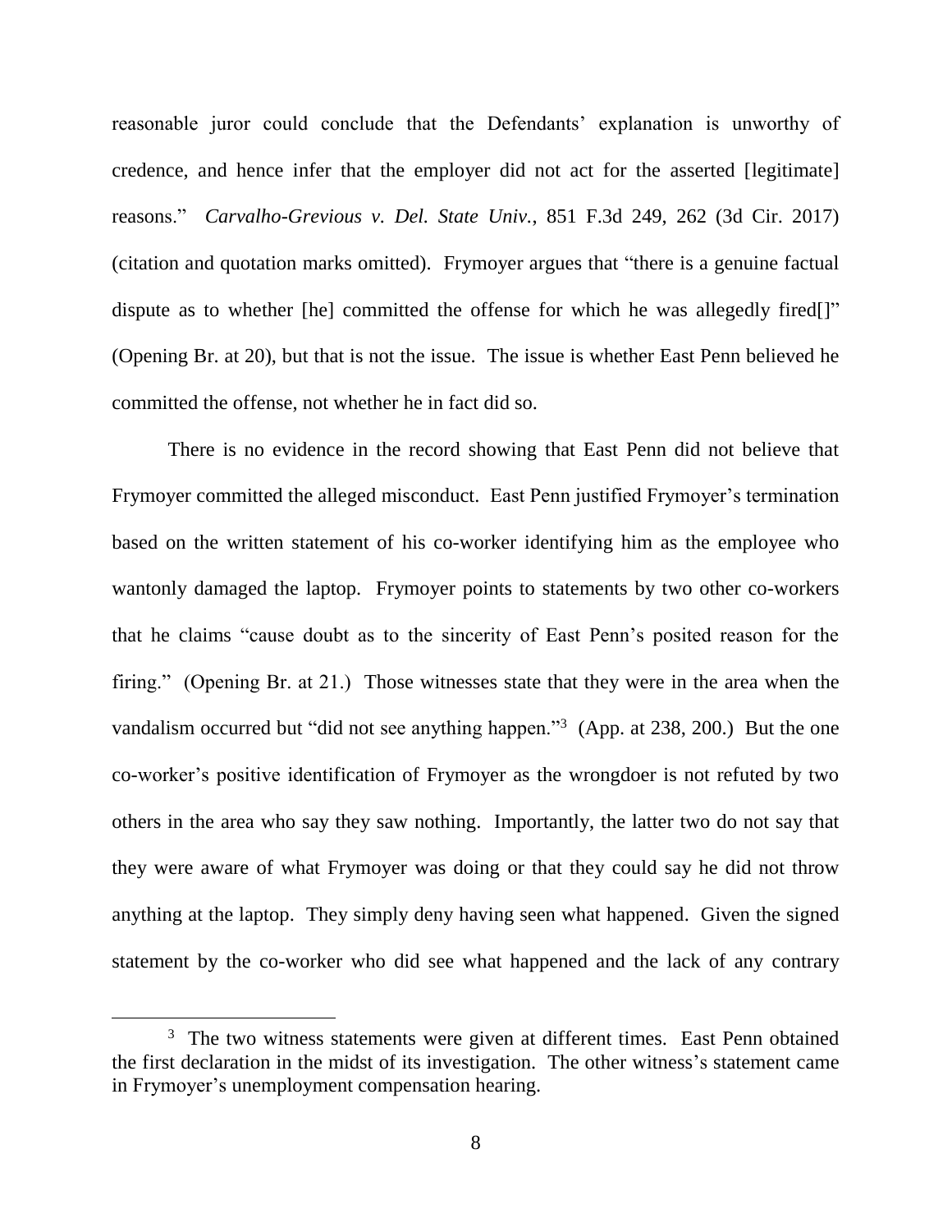reasonable juror could conclude that the Defendants' explanation is unworthy of credence, and hence infer that the employer did not act for the asserted [legitimate] reasons." *Carvalho-Grevious v. Del. State Univ.*, 851 F.3d 249, 262 (3d Cir. 2017) (citation and quotation marks omitted). Frymoyer argues that "there is a genuine factual dispute as to whether [he] committed the offense for which he was allegedly fired[]" (Opening Br. at 20), but that is not the issue. The issue is whether East Penn believed he committed the offense, not whether he in fact did so.

There is no evidence in the record showing that East Penn did not believe that Frymoyer committed the alleged misconduct. East Penn justified Frymoyer's termination based on the written statement of his co-worker identifying him as the employee who wantonly damaged the laptop. Frymoyer points to statements by two other co-workers that he claims "cause doubt as to the sincerity of East Penn's posited reason for the firing." (Opening Br. at 21.) Those witnesses state that they were in the area when the vandalism occurred but "did not see anything happen."[3] (App. at 238, 200.) But the one co-worker's positive identification of Frymoyer as the wrongdoer is not refuted by two others in the area who say they saw nothing. Importantly, the latter two do not say that they were aware of what Frymoyer was doing or that they could say he did not throw anything at the laptop. They simply deny having seen what happened. Given the signed statement by the co-worker who did see what happened and the lack of any contrary

[3] The two witness statements were given at different times. East Penn obtained the first declaration in the midst of its investigation. The other witness's statement came in Frymoyer's unemployment compensation hearing.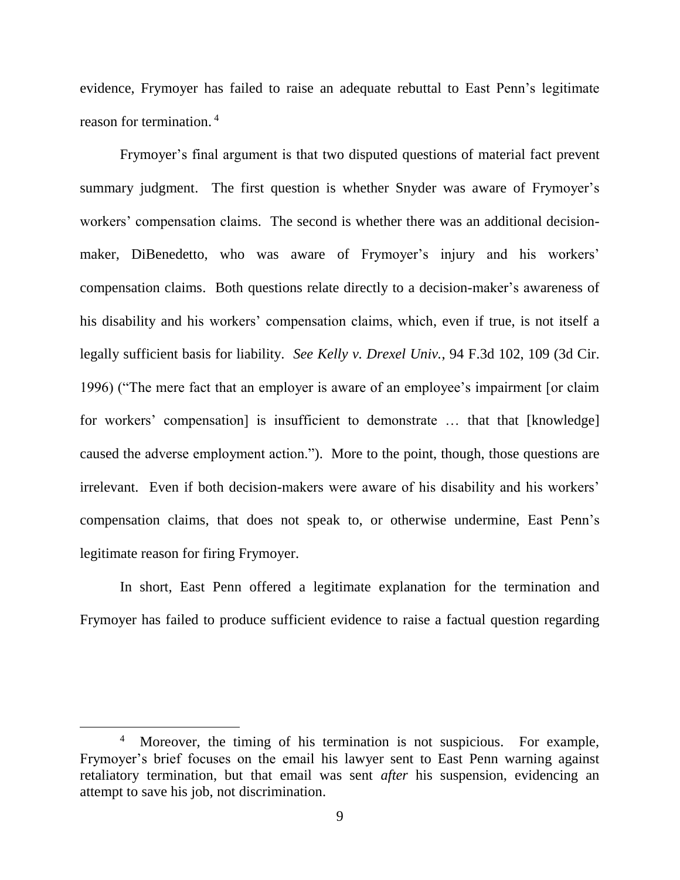evidence, Frymoyer has failed to raise an adequate rebuttal to East Penn's legitimate reason for termination. [4]

Frymoyer's final argument is that two disputed questions of material fact prevent summary judgment. The first question is whether Snyder was aware of Frymoyer's workers' compensation claims. The second is whether there was an additional decision-maker, DiBenedetto, who was aware of Frymoyer's injury and his workers' compensation claims. Both questions relate directly to a decision-maker's awareness of his disability and his workers' compensation claims, which, even if true, is not itself a legally sufficient basis for liability. *See Kelly v. Drexel Univ.*, 94 F.3d 102, 109 (3d Cir. 1996) ("The mere fact that an employer is aware of an employee's impairment [or claim for workers' compensation] is insufficient to demonstrate … that that [knowledge] caused the adverse employment action."). More to the point, though, those questions are irrelevant. Even if both decision-makers were aware of his disability and his workers' compensation claims, that does not speak to, or otherwise undermine, East Penn's legitimate reason for firing Frymoyer.

In short, East Penn offered a legitimate explanation for the termination and Frymoyer has failed to produce sufficient evidence to raise a factual question regarding

---

[4] Moreover, the timing of his termination is not suspicious. For example, Frymoyer's brief focuses on the email his lawyer sent to East Penn warning against retaliatory termination, but that email was sent *after* his suspension, evidencing an attempt to save his job, not discrimination.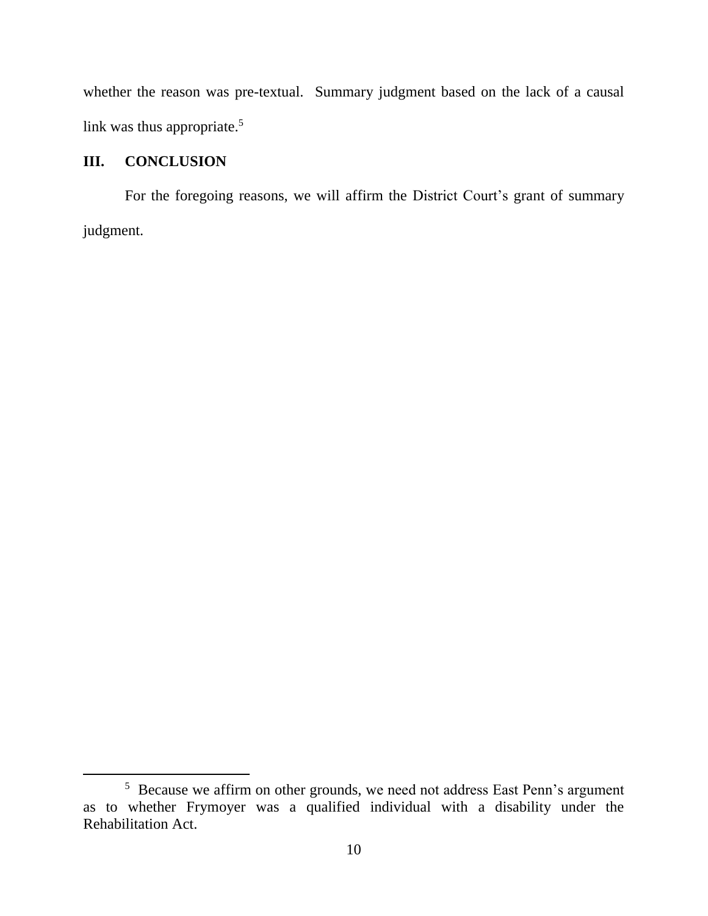whether the reason was pre-textual. Summary judgment based on the lack of a causal link was thus appropriate.[5]

## III. CONCLUSION

For the foregoing reasons, we will affirm the District Court's grant of summary judgment.

---

[5] Because we affirm on other grounds, we need not address East Penn's argument as to whether Frymoyer was a qualified individual with a disability under the Rehabilitation Act.